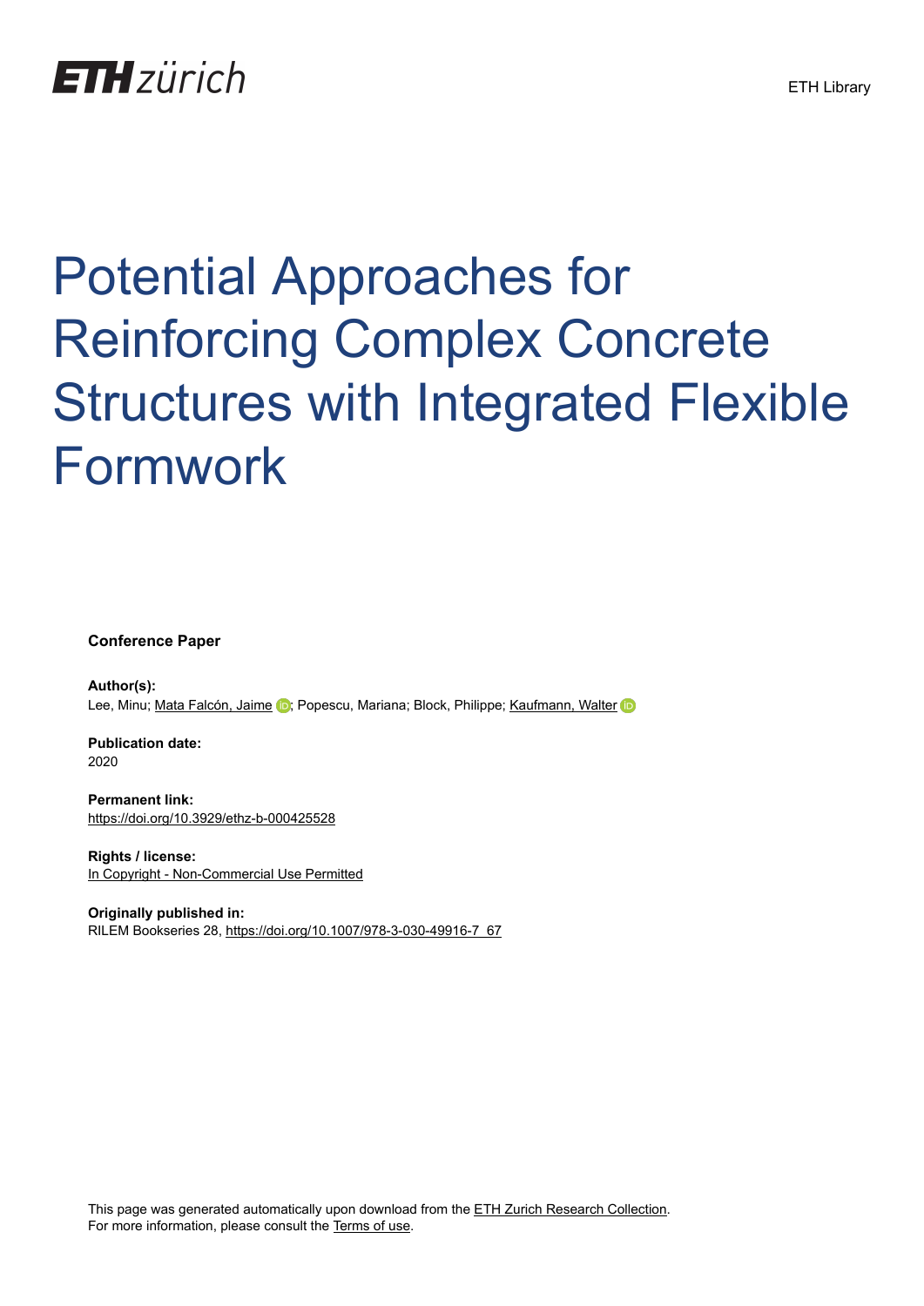ETH zürich

ETH Library

# Potential Approaches for Reinforcing Complex Concrete Structures with Integrated Flexible Formwork

**Conference Paper**

**Author(s):**
Lee, Minu; Mata Falcón, Jaime; Popescu, Mariana; Block, Philippe; Kaufmann, Walter

**Publication date:**
2020

**Permanent link:**
https://doi.org/10.3929/ethz-b-000425528

**Rights / license:**
In Copyright - Non-Commercial Use Permitted

**Originally published in:**
RILEM Bookseries 28, https://doi.org/10.1007/978-3-030-49916-7_67

This page was generated automatically upon download from the ETH Zurich Research Collection.
For more information, please consult the Terms of use.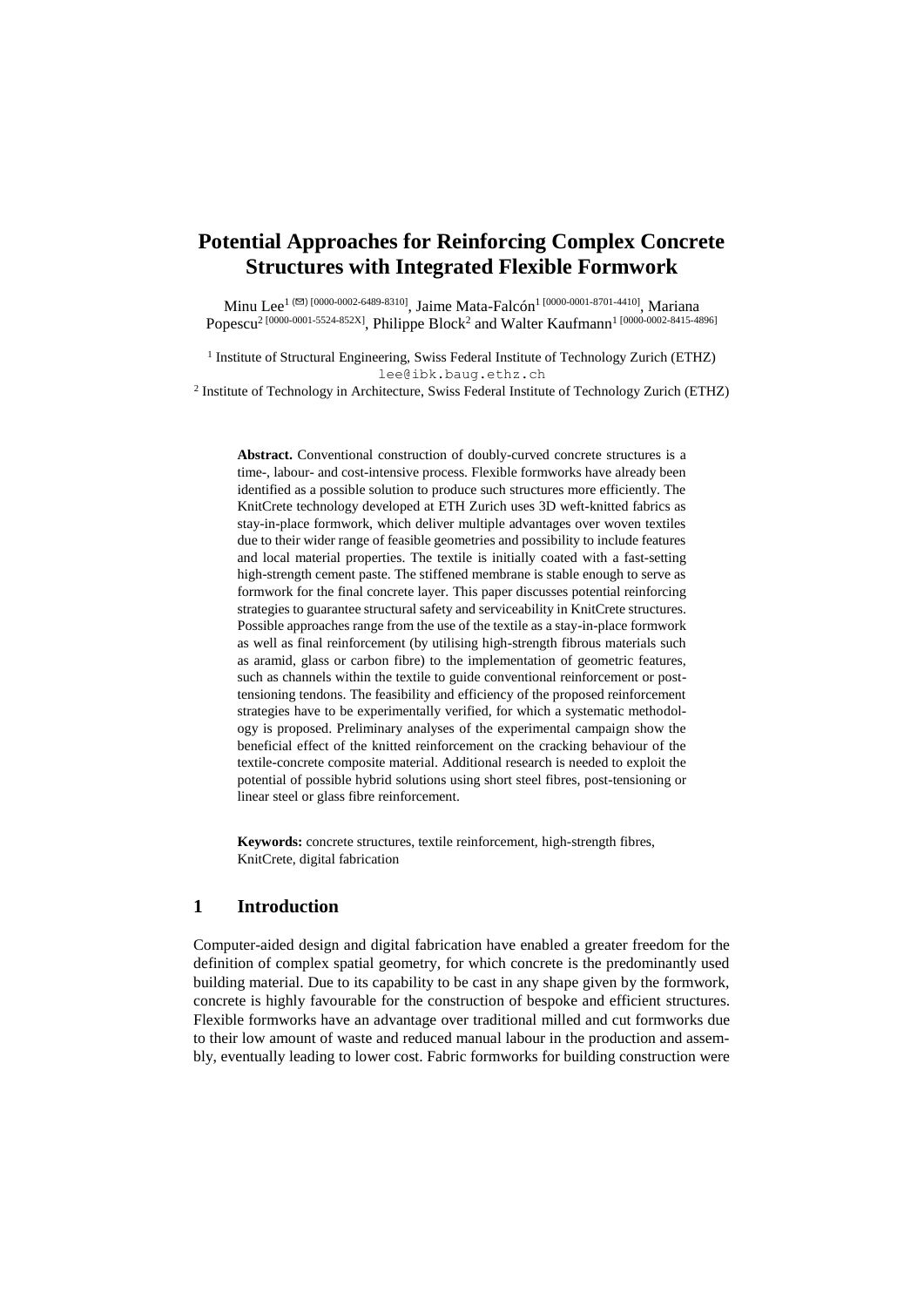# Potential Approaches for Reinforcing Complex Concrete Structures with Integrated Flexible Formwork

Minu Lee[1 (✉) [0000-0002-6489-8310]], Jaime Mata-Falcón[1 [0000-0001-8701-4410]], Mariana Popescu[2 [0000-0001-5524-852X]], Philippe Block[2] and Walter Kaufmann[1 [0000-0002-8415-4896]]

[1] Institute of Structural Engineering, Swiss Federal Institute of Technology Zurich (ETHZ)
lee@ibk.baug.ethz.ch

[2] Institute of Technology in Architecture, Swiss Federal Institute of Technology Zurich (ETHZ)

**Abstract.** Conventional construction of doubly-curved concrete structures is a time-, labour- and cost-intensive process. Flexible formworks have already been identified as a possible solution to produce such structures more efficiently. The KnitCrete technology developed at ETH Zurich uses 3D weft-knitted fabrics as stay-in-place formwork, which deliver multiple advantages over woven textiles due to their wider range of feasible geometries and possibility to include features and local material properties. The textile is initially coated with a fast-setting high-strength cement paste. The stiffened membrane is stable enough to serve as formwork for the final concrete layer. This paper discusses potential reinforcing strategies to guarantee structural safety and serviceability in KnitCrete structures. Possible approaches range from the use of the textile as a stay-in-place formwork as well as final reinforcement (by utilising high-strength fibrous materials such as aramid, glass or carbon fibre) to the implementation of geometric features, such as channels within the textile to guide conventional reinforcement or post-tensioning tendons. The feasibility and efficiency of the proposed reinforcement strategies have to be experimentally verified, for which a systematic methodology is proposed. Preliminary analyses of the experimental campaign show the beneficial effect of the knitted reinforcement on the cracking behaviour of the textile-concrete composite material. Additional research is needed to exploit the potential of possible hybrid solutions using short steel fibres, post-tensioning or linear steel or glass fibre reinforcement.

**Keywords:** concrete structures, textile reinforcement, high-strength fibres, KnitCrete, digital fabrication

## 1 Introduction

Computer-aided design and digital fabrication have enabled a greater freedom for the definition of complex spatial geometry, for which concrete is the predominantly used building material. Due to its capability to be cast in any shape given by the formwork, concrete is highly favourable for the construction of bespoke and efficient structures. Flexible formworks have an advantage over traditional milled and cut formworks due to their low amount of waste and reduced manual labour in the production and assembly, eventually leading to lower cost. Fabric formworks for building construction were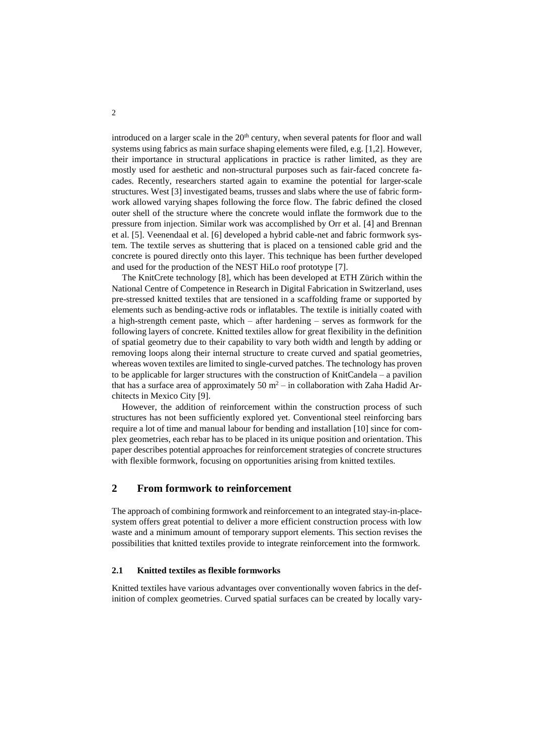introduced on a larger scale in the 20th century, when several patents for floor and wall systems using fabrics as main surface shaping elements were filed, e.g. [1,2]. However, their importance in structural applications in practice is rather limited, as they are mostly used for aesthetic and non-structural purposes such as fair-faced concrete facades. Recently, researchers started again to examine the potential for larger-scale structures. West [3] investigated beams, trusses and slabs where the use of fabric formwork allowed varying shapes following the force flow. The fabric defined the closed outer shell of the structure where the concrete would inflate the formwork due to the pressure from injection. Similar work was accomplished by Orr et al. [4] and Brennan et al. [5]. Veenendaal et al. [6] developed a hybrid cable-net and fabric formwork system. The textile serves as shuttering that is placed on a tensioned cable grid and the concrete is poured directly onto this layer. This technique has been further developed and used for the production of the NEST HiLo roof prototype [7].

The KnitCrete technology [8], which has been developed at ETH Zürich within the National Centre of Competence in Research in Digital Fabrication in Switzerland, uses pre-stressed knitted textiles that are tensioned in a scaffolding frame or supported by elements such as bending-active rods or inflatables. The textile is initially coated with a high-strength cement paste, which – after hardening – serves as formwork for the following layers of concrete. Knitted textiles allow for great flexibility in the definition of spatial geometry due to their capability to vary both width and length by adding or removing loops along their internal structure to create curved and spatial geometries, whereas woven textiles are limited to single-curved patches. The technology has proven to be applicable for larger structures with the construction of KnitCandela – a pavilion that has a surface area of approximately 50 $m^2$ – in collaboration with Zaha Hadid Architects in Mexico City [9].

However, the addition of reinforcement within the construction process of such structures has not been sufficiently explored yet. Conventional steel reinforcing bars require a lot of time and manual labour for bending and installation [10] since for complex geometries, each rebar has to be placed in its unique position and orientation. This paper describes potential approaches for reinforcement strategies of concrete structures with flexible formwork, focusing on opportunities arising from knitted textiles.

## 2 From formwork to reinforcement

The approach of combining formwork and reinforcement to an integrated stay-in-place-system offers great potential to deliver a more efficient construction process with low waste and a minimum amount of temporary support elements. This section revises the possibilities that knitted textiles provide to integrate reinforcement into the formwork.

### 2.1 Knitted textiles as flexible formworks

Knitted textiles have various advantages over conventionally woven fabrics in the definition of complex geometries. Curved spatial surfaces can be created by locally vary-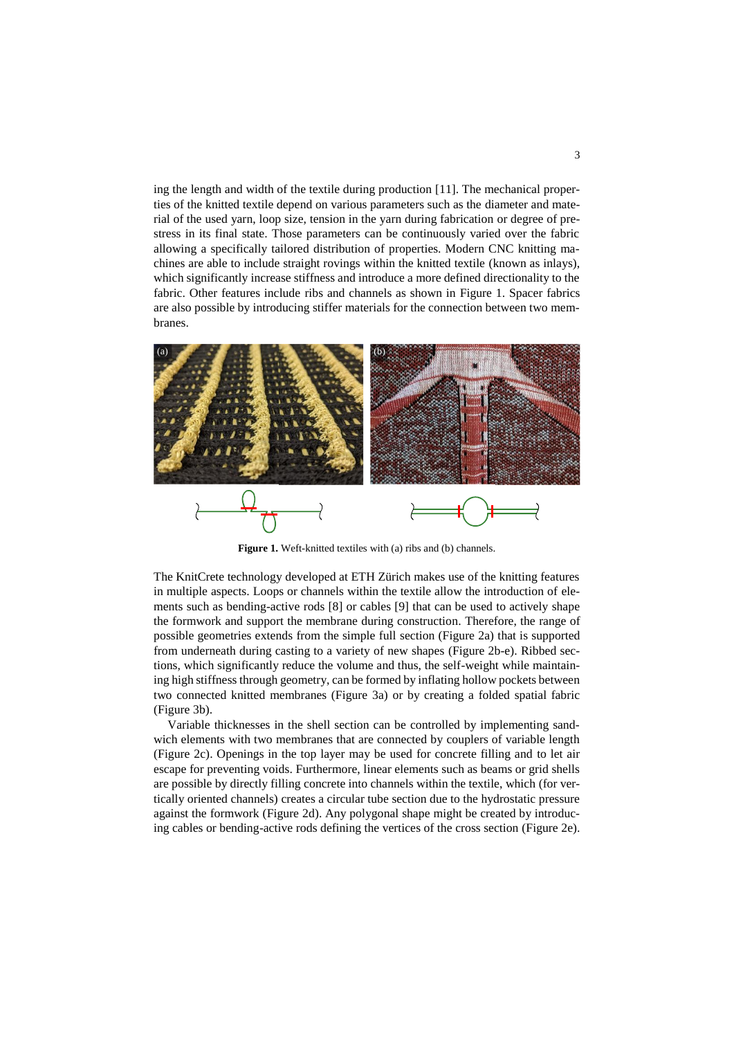ing the length and width of the textile during production [11]. The mechanical properties of the knitted textile depend on various parameters such as the diameter and material of the used yarn, loop size, tension in the yarn during fabrication or degree of prestress in its final state. Those parameters can be continuously varied over the fabric allowing a specifically tailored distribution of properties. Modern CNC knitting machines are able to include straight rovings within the knitted textile (known as inlays), which significantly increase stiffness and introduce a more defined directionality to the fabric. Other features include ribs and channels as shown in Figure 1. Spacer fabrics are also possible by introducing stiffer materials for the connection between two membranes.

**Figure 1.** Weft-knitted textiles with (a) ribs and (b) channels.

The KnitCrete technology developed at ETH Zürich makes use of the knitting features in multiple aspects. Loops or channels within the textile allow the introduction of elements such as bending-active rods [8] or cables [9] that can be used to actively shape the formwork and support the membrane during construction. Therefore, the range of possible geometries extends from the simple full section (Figure 2a) that is supported from underneath during casting to a variety of new shapes (Figure 2b-e). Ribbed sections, which significantly reduce the volume and thus, the self-weight while maintaining high stiffness through geometry, can be formed by inflating hollow pockets between two connected knitted membranes (Figure 3a) or by creating a folded spatial fabric (Figure 3b).

Variable thicknesses in the shell section can be controlled by implementing sandwich elements with two membranes that are connected by couplers of variable length (Figure 2c). Openings in the top layer may be used for concrete filling and to let air escape for preventing voids. Furthermore, linear elements such as beams or grid shells are possible by directly filling concrete into channels within the textile, which (for vertically oriented channels) creates a circular tube section due to the hydrostatic pressure against the formwork (Figure 2d). Any polygonal shape might be created by introducing cables or bending-active rods defining the vertices of the cross section (Figure 2e).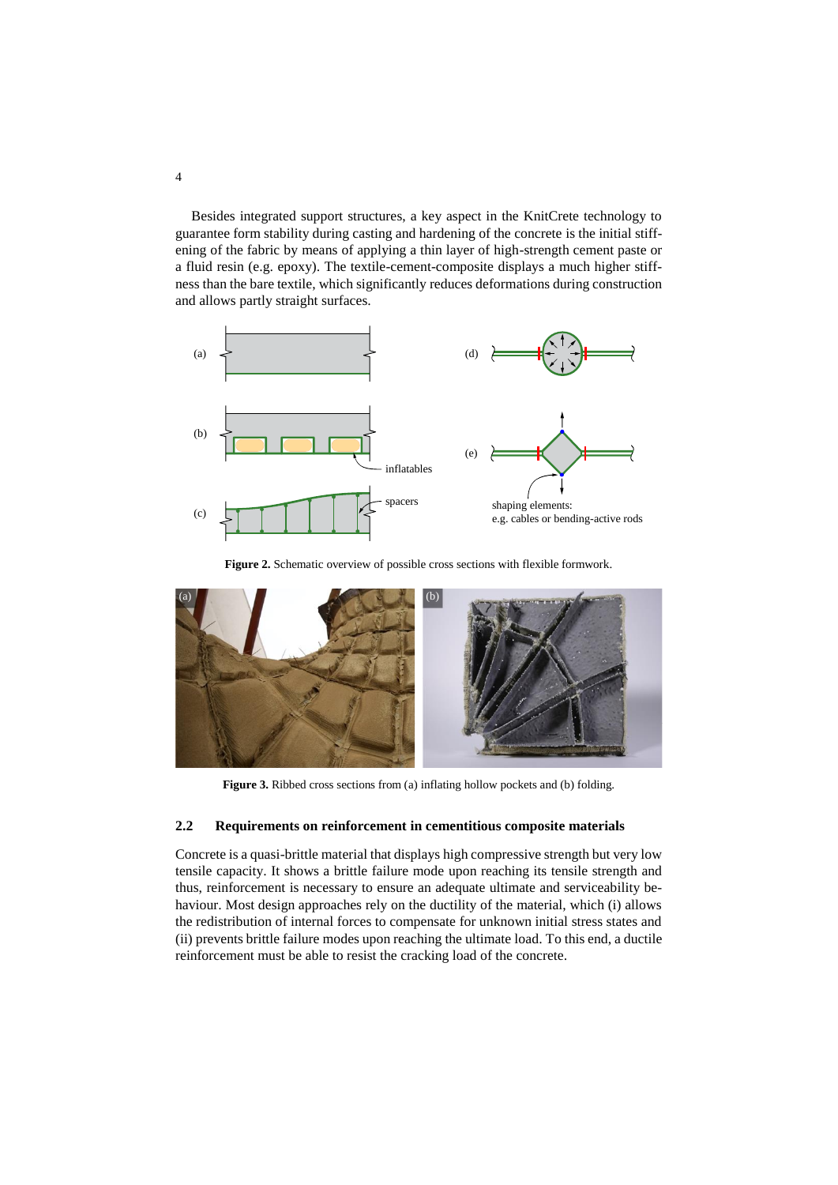Besides integrated support structures, a key aspect in the KnitCrete technology to guarantee form stability during casting and hardening of the concrete is the initial stiffening of the fabric by means of applying a thin layer of high-strength cement paste or a fluid resin (e.g. epoxy). The textile-cement-composite displays a much higher stiffness than the bare textile, which significantly reduces deformations during construction and allows partly straight surfaces.

**Figure 2.** Schematic overview of possible cross sections with flexible formwork.

**Figure 3.** Ribbed cross sections from (a) inflating hollow pockets and (b) folding.

## 2.2 Requirements on reinforcement in cementitious composite materials

Concrete is a quasi-brittle material that displays high compressive strength but very low tensile capacity. It shows a brittle failure mode upon reaching its tensile strength and thus, reinforcement is necessary to ensure an adequate ultimate and serviceability behaviour. Most design approaches rely on the ductility of the material, which (i) allows the redistribution of internal forces to compensate for unknown initial stress states and (ii) prevents brittle failure modes upon reaching the ultimate load. To this end, a ductile reinforcement must be able to resist the cracking load of the concrete.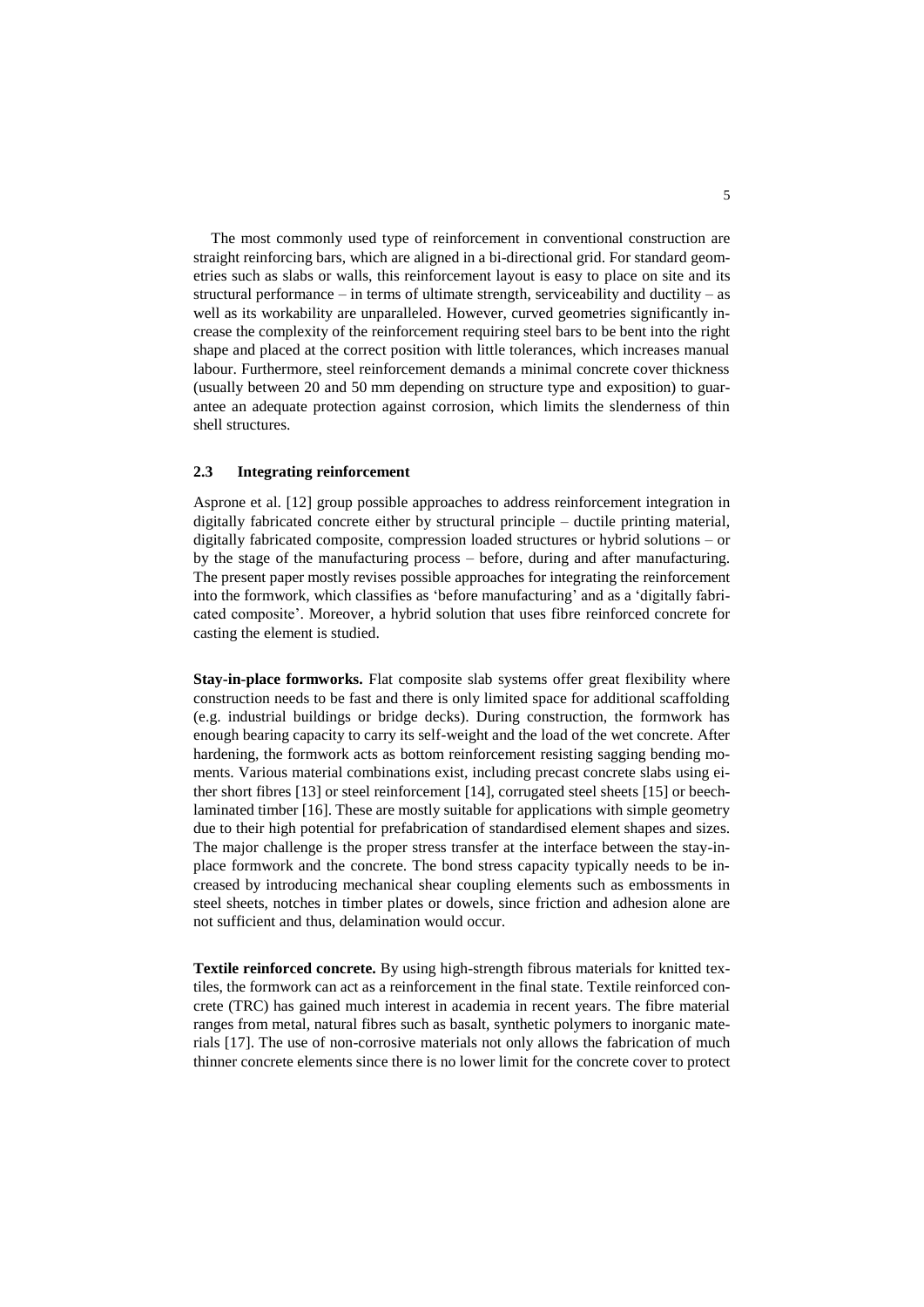The most commonly used type of reinforcement in conventional construction are straight reinforcing bars, which are aligned in a bi-directional grid. For standard geometries such as slabs or walls, this reinforcement layout is easy to place on site and its structural performance – in terms of ultimate strength, serviceability and ductility – as well as its workability are unparalleled. However, curved geometries significantly increase the complexity of the reinforcement requiring steel bars to be bent into the right shape and placed at the correct position with little tolerances, which increases manual labour. Furthermore, steel reinforcement demands a minimal concrete cover thickness (usually between 20 and 50 mm depending on structure type and exposition) to guarantee an adequate protection against corrosion, which limits the slenderness of thin shell structures.

### 2.3 Integrating reinforcement

Asprone et al. [12] group possible approaches to address reinforcement integration in digitally fabricated concrete either by structural principle – ductile printing material, digitally fabricated composite, compression loaded structures or hybrid solutions – or by the stage of the manufacturing process – before, during and after manufacturing. The present paper mostly revises possible approaches for integrating the reinforcement into the formwork, which classifies as 'before manufacturing' and as a 'digitally fabricated composite'. Moreover, a hybrid solution that uses fibre reinforced concrete for casting the element is studied.

**Stay-in-place formworks.** Flat composite slab systems offer great flexibility where construction needs to be fast and there is only limited space for additional scaffolding (e.g. industrial buildings or bridge decks). During construction, the formwork has enough bearing capacity to carry its self-weight and the load of the wet concrete. After hardening, the formwork acts as bottom reinforcement resisting sagging bending moments. Various material combinations exist, including precast concrete slabs using either short fibres [13] or steel reinforcement [14], corrugated steel sheets [15] or beech-laminated timber [16]. These are mostly suitable for applications with simple geometry due to their high potential for prefabrication of standardised element shapes and sizes. The major challenge is the proper stress transfer at the interface between the stay-in-place formwork and the concrete. The bond stress capacity typically needs to be increased by introducing mechanical shear coupling elements such as embossments in steel sheets, notches in timber plates or dowels, since friction and adhesion alone are not sufficient and thus, delamination would occur.

**Textile reinforced concrete.** By using high-strength fibrous materials for knitted textiles, the formwork can act as a reinforcement in the final state. Textile reinforced concrete (TRC) has gained much interest in academia in recent years. The fibre material ranges from metal, natural fibres such as basalt, synthetic polymers to inorganic materials [17]. The use of non-corrosive materials not only allows the fabrication of much thinner concrete elements since there is no lower limit for the concrete cover to protect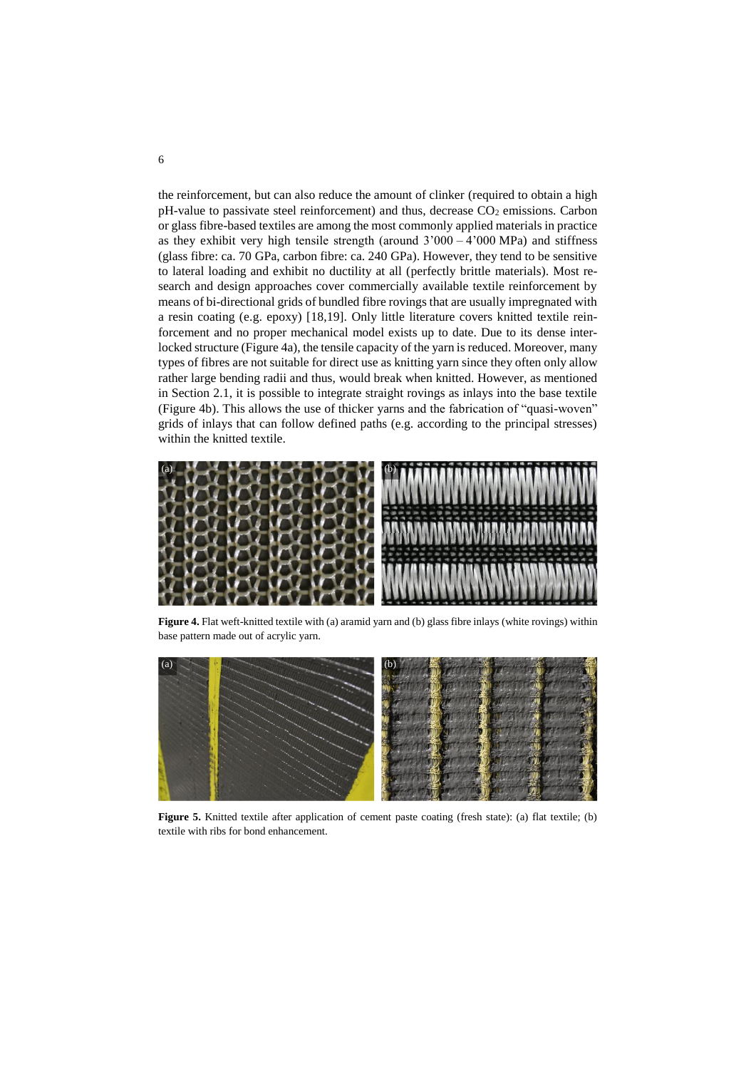the reinforcement, but can also reduce the amount of clinker (required to obtain a high pH-value to passivate steel reinforcement) and thus, decrease $CO_2$ emissions. Carbon or glass fibre-based textiles are among the most commonly applied materials in practice as they exhibit very high tensile strength (around 3'000 – 4'000 MPa) and stiffness (glass fibre: ca. 70 GPa, carbon fibre: ca. 240 GPa). However, they tend to be sensitive to lateral loading and exhibit no ductility at all (perfectly brittle materials). Most research and design approaches cover commercially available textile reinforcement by means of bi-directional grids of bundled fibre rovings that are usually impregnated with a resin coating (e.g. epoxy) [18,19]. Only little literature covers knitted textile reinforcement and no proper mechanical model exists up to date. Due to its dense interlocked structure (Figure 4a), the tensile capacity of the yarn is reduced. Moreover, many types of fibres are not suitable for direct use as knitting yarn since they often only allow rather large bending radii and thus, would break when knitted. However, as mentioned in Section 2.1, it is possible to integrate straight rovings as inlays into the base textile (Figure 4b). This allows the use of thicker yarns and the fabrication of "quasi-woven" grids of inlays that can follow defined paths (e.g. according to the principal stresses) within the knitted textile.

**Figure 4.** Flat weft-knitted textile with (a) aramid yarn and (b) glass fibre inlays (white rovings) within base pattern made out of acrylic yarn.

**Figure 5.** Knitted textile after application of cement paste coating (fresh state): (a) flat textile; (b) textile with ribs for bond enhancement.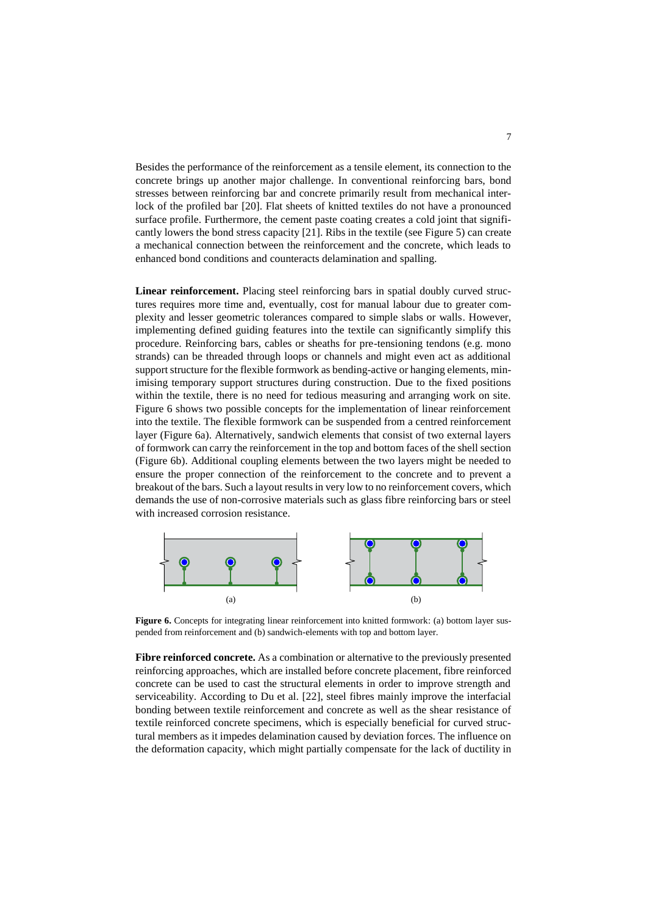Besides the performance of the reinforcement as a tensile element, its connection to the concrete brings up another major challenge. In conventional reinforcing bars, bond stresses between reinforcing bar and concrete primarily result from mechanical interlock of the profiled bar [20]. Flat sheets of knitted textiles do not have a pronounced surface profile. Furthermore, the cement paste coating creates a cold joint that significantly lowers the bond stress capacity [21]. Ribs in the textile (see Figure 5) can create a mechanical connection between the reinforcement and the concrete, which leads to enhanced bond conditions and counteracts delamination and spalling.

**Linear reinforcement.** Placing steel reinforcing bars in spatial doubly curved structures requires more time and, eventually, cost for manual labour due to greater complexity and lesser geometric tolerances compared to simple slabs or walls. However, implementing defined guiding features into the textile can significantly simplify this procedure. Reinforcing bars, cables or sheaths for pre-tensioning tendons (e.g. mono strands) can be threaded through loops or channels and might even act as additional support structure for the flexible formwork as bending-active or hanging elements, minimising temporary support structures during construction. Due to the fixed positions within the textile, there is no need for tedious measuring and arranging work on site. Figure 6 shows two possible concepts for the implementation of linear reinforcement into the textile. The flexible formwork can be suspended from a centred reinforcement layer (Figure 6a). Alternatively, sandwich elements that consist of two external layers of formwork can carry the reinforcement in the top and bottom faces of the shell section (Figure 6b). Additional coupling elements between the two layers might be needed to ensure the proper connection of the reinforcement to the concrete and to prevent a breakout of the bars. Such a layout results in very low to no reinforcement covers, which demands the use of non-corrosive materials such as glass fibre reinforcing bars or steel with increased corrosion resistance.

(a) (b)

**Figure 6.** Concepts for integrating linear reinforcement into knitted formwork: (a) bottom layer suspended from reinforcement and (b) sandwich-elements with top and bottom layer.

**Fibre reinforced concrete.** As a combination or alternative to the previously presented reinforcing approaches, which are installed before concrete placement, fibre reinforced concrete can be used to cast the structural elements in order to improve strength and serviceability. According to Du et al. [22], steel fibres mainly improve the interfacial bonding between textile reinforcement and concrete as well as the shear resistance of textile reinforced concrete specimens, which is especially beneficial for curved structural members as it impedes delamination caused by deviation forces. The influence on the deformation capacity, which might partially compensate for the lack of ductility in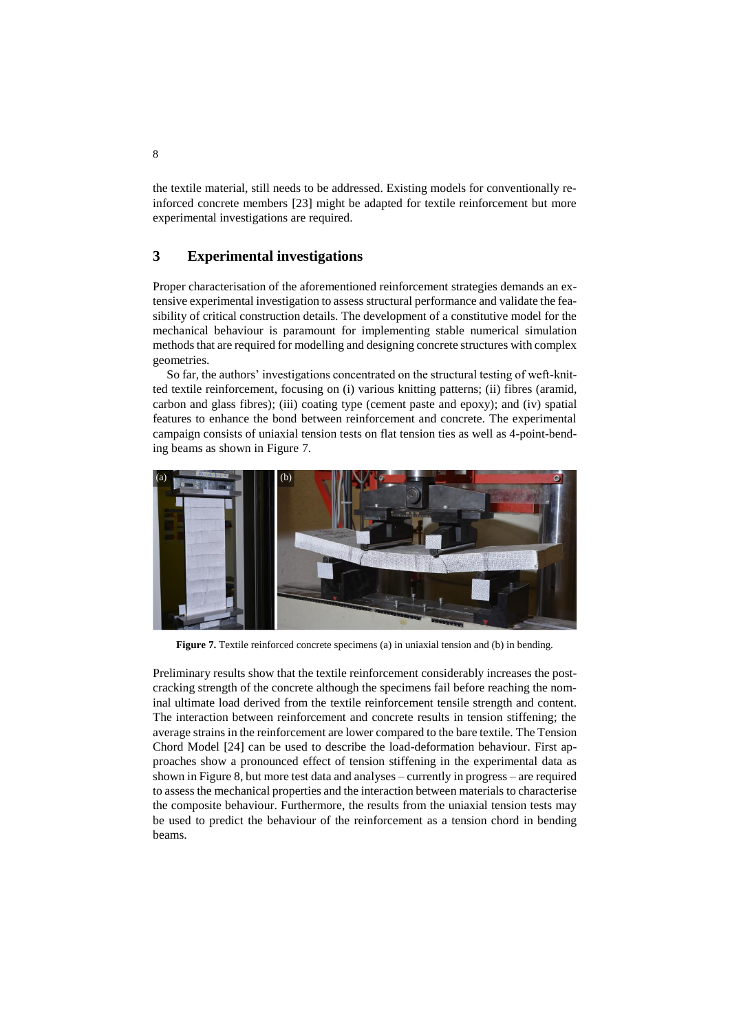the textile material, still needs to be addressed. Existing models for conventionally reinforced concrete members [23] might be adapted for textile reinforcement but more experimental investigations are required.

## 3 Experimental investigations

Proper characterisation of the aforementioned reinforcement strategies demands an extensive experimental investigation to assess structural performance and validate the feasibility of critical construction details. The development of a constitutive model for the mechanical behaviour is paramount for implementing stable numerical simulation methods that are required for modelling and designing concrete structures with complex geometries.

So far, the authors' investigations concentrated on the structural testing of weft-knitted textile reinforcement, focusing on (i) various knitting patterns; (ii) fibres (aramid, carbon and glass fibres); (iii) coating type (cement paste and epoxy); and (iv) spatial features to enhance the bond between reinforcement and concrete. The experimental campaign consists of uniaxial tension tests on flat tension ties as well as 4-point-bending beams as shown in Figure 7.

**Figure 7.** Textile reinforced concrete specimens (a) in uniaxial tension and (b) in bending.

Preliminary results show that the textile reinforcement considerably increases the post-cracking strength of the concrete although the specimens fail before reaching the nominal ultimate load derived from the textile reinforcement tensile strength and content. The interaction between reinforcement and concrete results in tension stiffening; the average strains in the reinforcement are lower compared to the bare textile. The Tension Chord Model [24] can be used to describe the load-deformation behaviour. First approaches show a pronounced effect of tension stiffening in the experimental data as shown in Figure 8, but more test data and analyses – currently in progress – are required to assess the mechanical properties and the interaction between materials to characterise the composite behaviour. Furthermore, the results from the uniaxial tension tests may be used to predict the behaviour of the reinforcement as a tension chord in bending beams.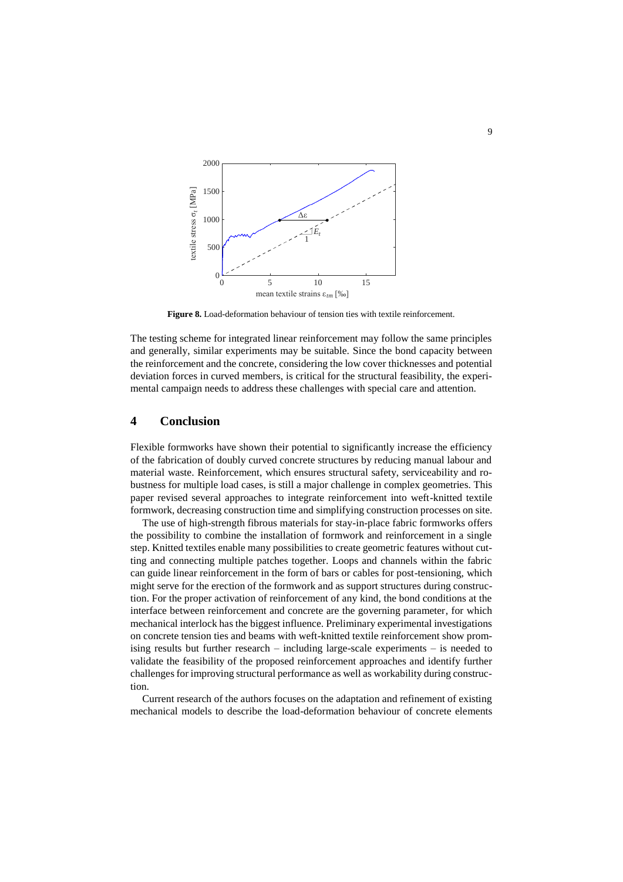**Figure 8.** Load-deformation behaviour of tension ties with textile reinforcement.

The testing scheme for integrated linear reinforcement may follow the same principles and generally, similar experiments may be suitable. Since the bond capacity between the reinforcement and the concrete, considering the low cover thicknesses and potential deviation forces in curved members, is critical for the structural feasibility, the experimental campaign needs to address these challenges with special care and attention.

## 4 Conclusion

Flexible formworks have shown their potential to significantly increase the efficiency of the fabrication of doubly curved concrete structures by reducing manual labour and material waste. Reinforcement, which ensures structural safety, serviceability and robustness for multiple load cases, is still a major challenge in complex geometries. This paper revised several approaches to integrate reinforcement into weft-knitted textile formwork, decreasing construction time and simplifying construction processes on site.

The use of high-strength fibrous materials for stay-in-place fabric formworks offers the possibility to combine the installation of formwork and reinforcement in a single step. Knitted textiles enable many possibilities to create geometric features without cutting and connecting multiple patches together. Loops and channels within the fabric can guide linear reinforcement in the form of bars or cables for post-tensioning, which might serve for the erection of the formwork and as support structures during construction. For the proper activation of reinforcement of any kind, the bond conditions at the interface between reinforcement and concrete are the governing parameter, for which mechanical interlock has the biggest influence. Preliminary experimental investigations on concrete tension ties and beams with weft-knitted textile reinforcement show promising results but further research – including large-scale experiments – is needed to validate the feasibility of the proposed reinforcement approaches and identify further challenges for improving structural performance as well as workability during construction.

Current research of the authors focuses on the adaptation and refinement of existing mechanical models to describe the load-deformation behaviour of concrete elements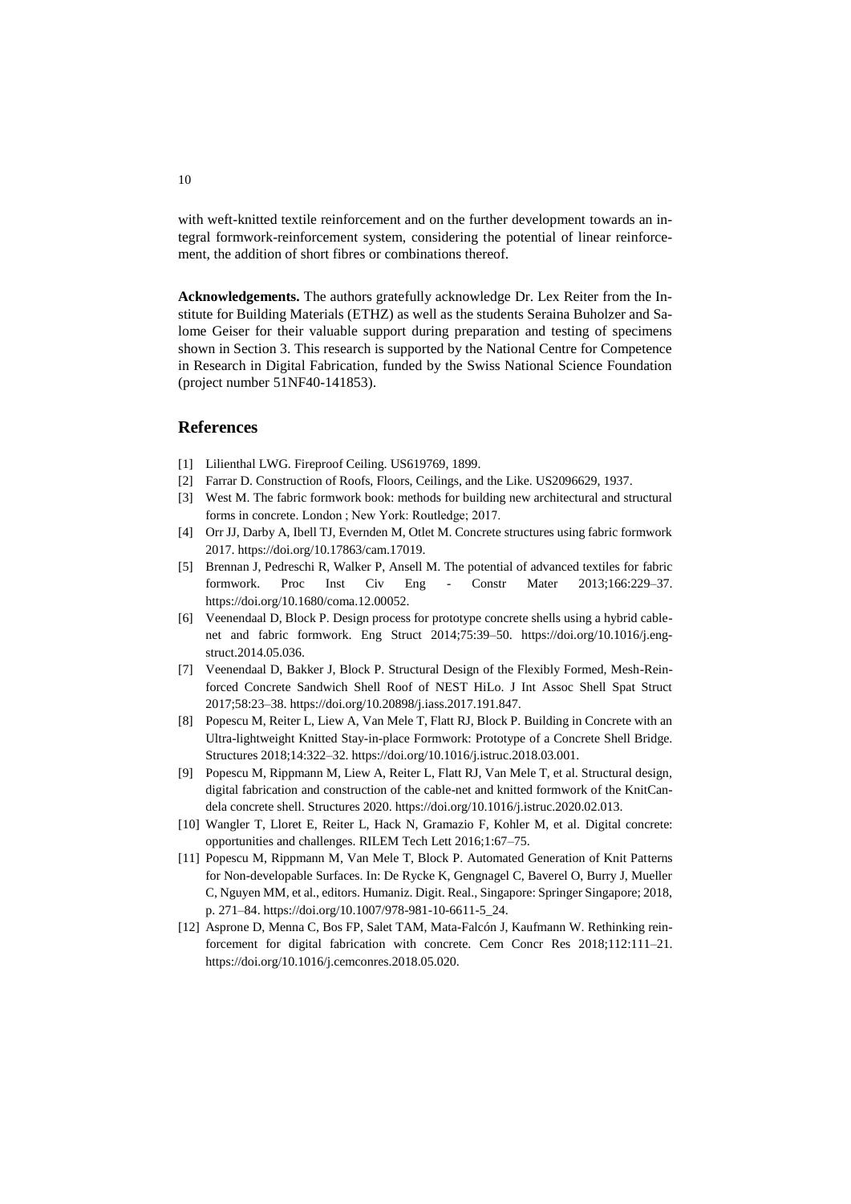with weft-knitted textile reinforcement and on the further development towards an integral formwork-reinforcement system, considering the potential of linear reinforcement, the addition of short fibres or combinations thereof.

**Acknowledgements.** The authors gratefully acknowledge Dr. Lex Reiter from the Institute for Building Materials (ETHZ) as well as the students Seraina Buholzer and Salome Geiser for their valuable support during preparation and testing of specimens shown in Section 3. This research is supported by the National Centre for Competence in Research in Digital Fabrication, funded by the Swiss National Science Foundation (project number 51NF40-141853).

## References

[1] Lilienthal LWG. Fireproof Ceiling. US619769, 1899.

[2] Farrar D. Construction of Roofs, Floors, Ceilings, and the Like. US2096629, 1937.

[3] West M. The fabric formwork book: methods for building new architectural and structural forms in concrete. London ; New York: Routledge; 2017.

[4] Orr JJ, Darby A, Ibell TJ, Evernden M, Otlet M. Concrete structures using fabric formwork 2017. https://doi.org/10.17863/cam.17019.

[5] Brennan J, Pedreschi R, Walker P, Ansell M. The potential of advanced textiles for fabric formwork. Proc Inst Civ Eng - Constr Mater 2013;166:229–37. https://doi.org/10.1680/coma.12.00052.

[6] Veenendaal D, Block P. Design process for prototype concrete shells using a hybrid cable-net and fabric formwork. Eng Struct 2014;75:39–50. https://doi.org/10.1016/j.engstruct.2014.05.036.

[7] Veenendaal D, Bakker J, Block P. Structural Design of the Flexibly Formed, Mesh-Reinforced Concrete Sandwich Shell Roof of NEST HiLo. J Int Assoc Shell Spat Struct 2017;58:23–38. https://doi.org/10.20898/j.iass.2017.191.847.

[8] Popescu M, Reiter L, Liew A, Van Mele T, Flatt RJ, Block P. Building in Concrete with an Ultra-lightweight Knitted Stay-in-place Formwork: Prototype of a Concrete Shell Bridge. Structures 2018;14:322–32. https://doi.org/10.1016/j.istruc.2018.03.001.

[9] Popescu M, Rippmann M, Liew A, Reiter L, Flatt RJ, Van Mele T, et al. Structural design, digital fabrication and construction of the cable-net and knitted formwork of the KnitCandela concrete shell. Structures 2020. https://doi.org/10.1016/j.istruc.2020.02.013.

[10] Wangler T, Lloret E, Reiter L, Hack N, Gramazio F, Kohler M, et al. Digital concrete: opportunities and challenges. RILEM Tech Lett 2016;1:67–75.

[11] Popescu M, Rippmann M, Van Mele T, Block P. Automated Generation of Knit Patterns for Non-developable Surfaces. In: De Rycke K, Gengnagel C, Baverel O, Burry J, Mueller C, Nguyen MM, et al., editors. Humaniz. Digit. Real., Singapore: Springer Singapore; 2018, p. 271–84. https://doi.org/10.1007/978-981-10-6611-5_24.

[12] Asprone D, Menna C, Bos FP, Salet TAM, Mata-Falcón J, Kaufmann W. Rethinking reinforcement for digital fabrication with concrete. Cem Concr Res 2018;112:111–21. https://doi.org/10.1016/j.cemconres.2018.05.020.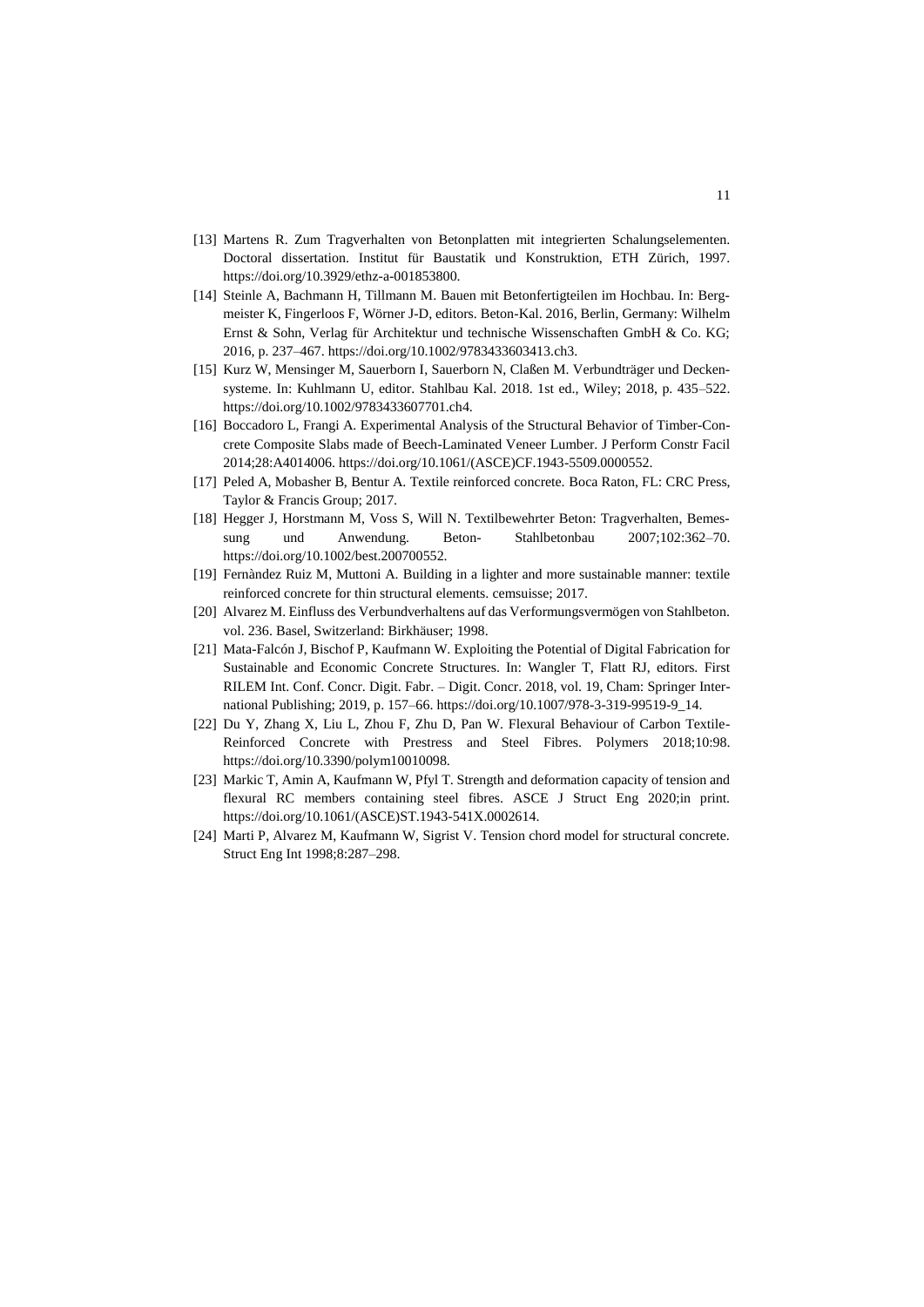[13] Martens R. Zum Tragverhalten von Betonplatten mit integrierten Schalungselementen. Doctoral dissertation. Institut für Baustatik und Konstruktion, ETH Zürich, 1997. https://doi.org/10.3929/ethz-a-001853800.

[14] Steinle A, Bachmann H, Tillmann M. Bauen mit Betonfertigteilen im Hochbau. In: Bergmeister K, Fingerloos F, Wörner J-D, editors. Beton-Kal. 2016, Berlin, Germany: Wilhelm Ernst & Sohn, Verlag für Architektur und technische Wissenschaften GmbH & Co. KG; 2016, p. 237–467. https://doi.org/10.1002/9783433603413.ch3.

[15] Kurz W, Mensinger M, Sauerborn I, Sauerborn N, Claßen M. Verbundträger und Deckensysteme. In: Kuhlmann U, editor. Stahlbau Kal. 2018. 1st ed., Wiley; 2018, p. 435–522. https://doi.org/10.1002/9783433607701.ch4.

[16] Boccadoro L, Frangi A. Experimental Analysis of the Structural Behavior of Timber-Concrete Composite Slabs made of Beech-Laminated Veneer Lumber. J Perform Constr Facil 2014;28:A4014006. https://doi.org/10.1061/(ASCE)CF.1943-5509.0000552.

[17] Peled A, Mobasher B, Bentur A. Textile reinforced concrete. Boca Raton, FL: CRC Press, Taylor & Francis Group; 2017.

[18] Hegger J, Horstmann M, Voss S, Will N. Textilbewehrter Beton: Tragverhalten, Bemessung und Anwendung. Beton- Stahlbetonbau 2007;102:362–70. https://doi.org/10.1002/best.200700552.

[19] Fernàndez Ruiz M, Muttoni A. Building in a lighter and more sustainable manner: textile reinforced concrete for thin structural elements. cemsuisse; 2017.

[20] Alvarez M. Einfluss des Verbundverhaltens auf das Verformungsvermögen von Stahlbeton. vol. 236. Basel, Switzerland: Birkhäuser; 1998.

[21] Mata-Falcón J, Bischof P, Kaufmann W. Exploiting the Potential of Digital Fabrication for Sustainable and Economic Concrete Structures. In: Wangler T, Flatt RJ, editors. First RILEM Int. Conf. Concr. Digit. Fabr. – Digit. Concr. 2018, vol. 19, Cham: Springer International Publishing; 2019, p. 157–66. https://doi.org/10.1007/978-3-319-99519-9_14.

[22] Du Y, Zhang X, Liu L, Zhou F, Zhu D, Pan W. Flexural Behaviour of Carbon Textile-Reinforced Concrete with Prestress and Steel Fibres. Polymers 2018;10:98. https://doi.org/10.3390/polym10010098.

[23] Markic T, Amin A, Kaufmann W, Pfyl T. Strength and deformation capacity of tension and flexural RC members containing steel fibres. ASCE J Struct Eng 2020;in print. https://doi.org/10.1061/(ASCE)ST.1943-541X.0002614.

[24] Marti P, Alvarez M, Kaufmann W, Sigrist V. Tension chord model for structural concrete. Struct Eng Int 1998;8:287–298.